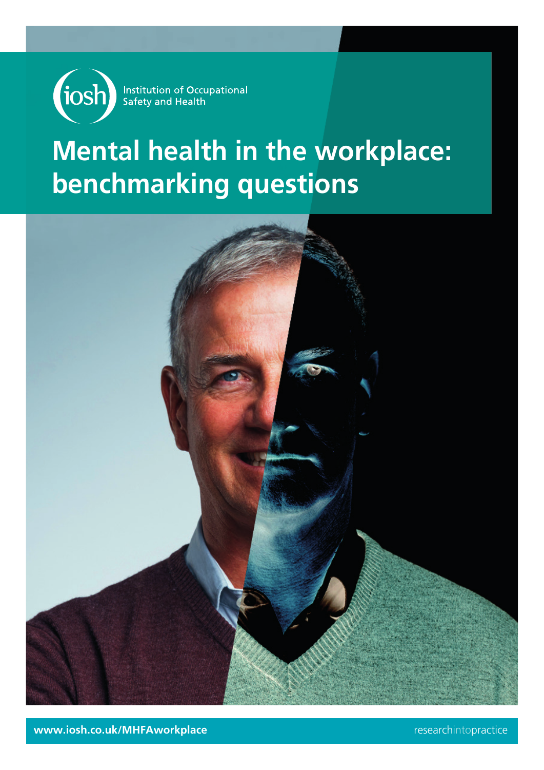iosh Institution of Occupational Safety and Health

# Mental health in the workplace: benchmarking questions

www.iosh.co.uk/MHFAworkplace

researchintopractice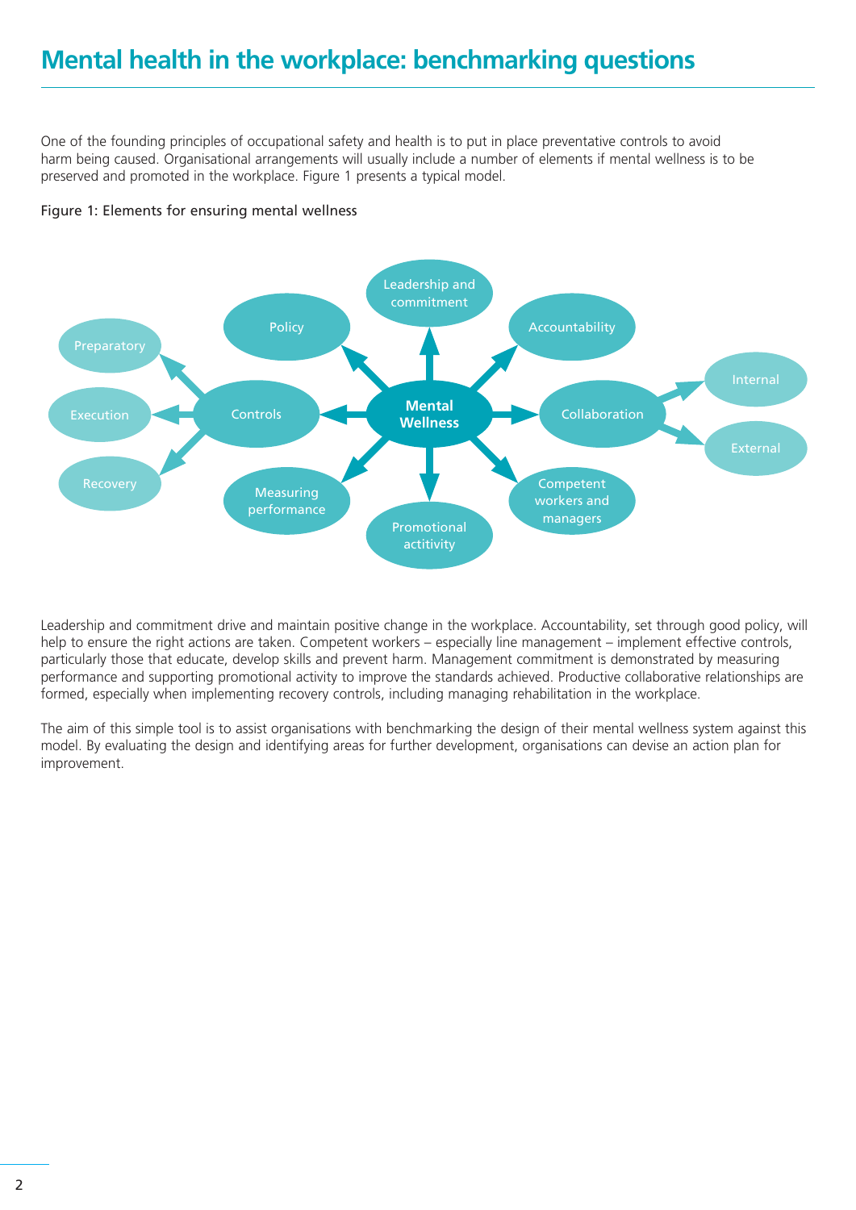# Mental health in the workplace: benchmarking questions

One of the founding principles of occupational safety and health is to put in place preventative controls to avoid harm being caused. Organisational arrangements will usually include a number of elements if mental wellness is to be preserved and promoted in the workplace. Figure 1 presents a typical model.

Figure 1: Elements for ensuring mental wellness

Leadership and commitment drive and maintain positive change in the workplace. Accountability, set through good policy, will help to ensure the right actions are taken. Competent workers – especially line management – implement effective controls, particularly those that educate, develop skills and prevent harm. Management commitment is demonstrated by measuring performance and supporting promotional activity to improve the standards achieved. Productive collaborative relationships are formed, especially when implementing recovery controls, including managing rehabilitation in the workplace.

The aim of this simple tool is to assist organisations with benchmarking the design of their mental wellness system against this model. By evaluating the design and identifying areas for further development, organisations can devise an action plan for improvement.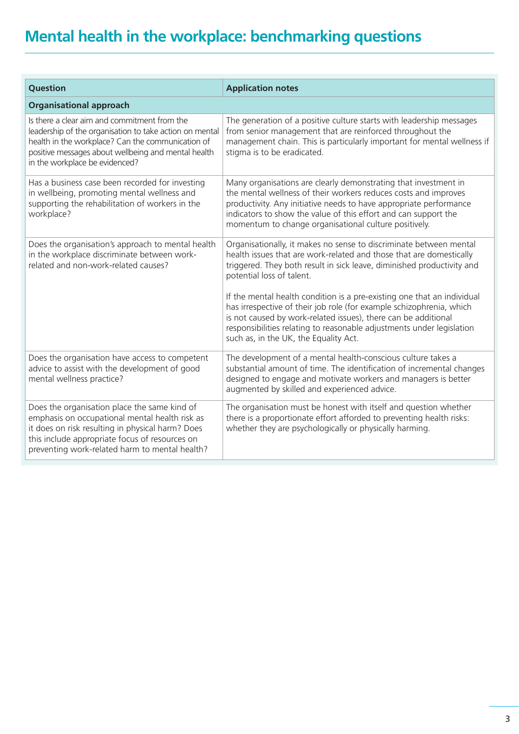# Mental health in the workplace: benchmarking questions

| Question | Application notes |
| --- | --- |
| **Organisational approach** | |
| Is there a clear aim and commitment from the leadership of the organisation to take action on mental health in the workplace? Can the communication of positive messages about wellbeing and mental health in the workplace be evidenced? | The generation of a positive culture starts with leadership messages from senior management that are reinforced throughout the management chain. This is particularly important for mental wellness if stigma is to be eradicated. |
| Has a business case been recorded for investing in wellbeing, promoting mental wellness and supporting the rehabilitation of workers in the workplace? | Many organisations are clearly demonstrating that investment in the mental wellness of their workers reduces costs and improves productivity. Any initiative needs to have appropriate performance indicators to show the value of this effort and can support the momentum to change organisational culture positively. |
| Does the organisation's approach to mental health in the workplace discriminate between work-related and non-work-related causes? | Organisationally, it makes no sense to discriminate between mental health issues that are work-related and those that are domestically triggered. They both result in sick leave, diminished productivity and potential loss of talent.<br><br>If the mental health condition is a pre-existing one that an individual has irrespective of their job role (for example schizophrenia, which is not caused by work-related issues), there can be additional responsibilities relating to reasonable adjustments under legislation such as, in the UK, the Equality Act. |
| Does the organisation have access to competent advice to assist with the development of good mental wellness practice? | The development of a mental health-conscious culture takes a substantial amount of time. The identification of incremental changes designed to engage and motivate workers and managers is better augmented by skilled and experienced advice. |
| Does the organisation place the same kind of emphasis on occupational mental health risk as it does on risk resulting in physical harm? Does this include appropriate focus of resources on preventing work-related harm to mental health? | The organisation must be honest with itself and question whether there is a proportionate effort afforded to preventing health risks: whether they are psychologically or physically harming. |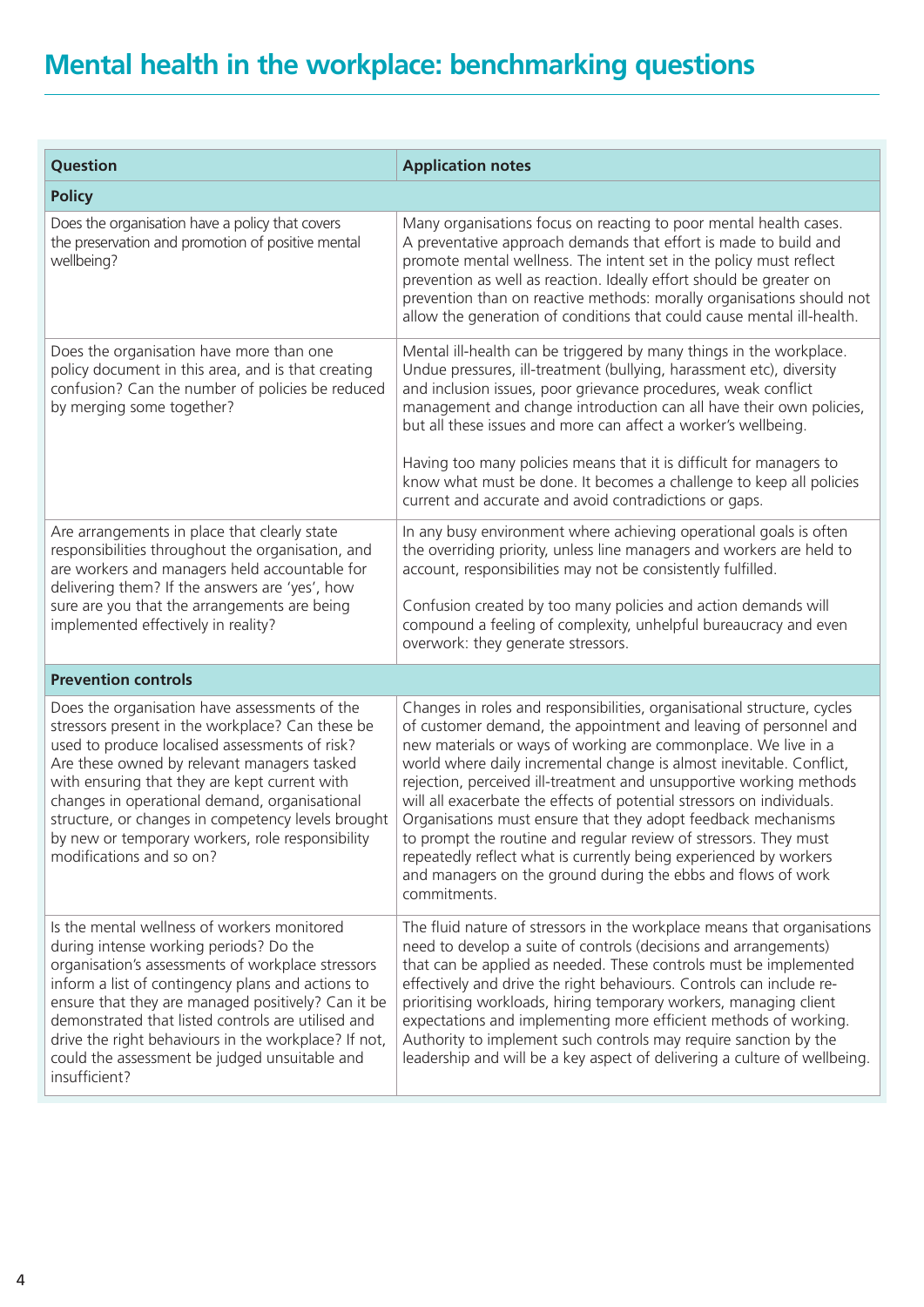# Mental health in the workplace: benchmarking questions

| Question | Application notes |
|---|---|
| **Policy** | |
| Does the organisation have a policy that covers the preservation and promotion of positive mental wellbeing? | Many organisations focus on reacting to poor mental health cases. A preventative approach demands that effort is made to build and promote mental wellness. The intent set in the policy must reflect prevention as well as reaction. Ideally effort should be greater on prevention than on reactive methods: morally organisations should not allow the generation of conditions that could cause mental ill-health. |
| Does the organisation have more than one policy document in this area, and is that creating confusion? Can the number of policies be reduced by merging some together? | Mental ill-health can be triggered by many things in the workplace. Undue pressures, ill-treatment (bullying, harassment etc), diversity and inclusion issues, poor grievance procedures, weak conflict management and change introduction can all have their own policies, but all these issues and more can affect a worker's wellbeing.<br><br>Having too many policies means that it is difficult for managers to know what must be done. It becomes a challenge to keep all policies current and accurate and avoid contradictions or gaps. |
| Are arrangements in place that clearly state responsibilities throughout the organisation, and are workers and managers held accountable for delivering them? If the answers are 'yes', how sure are you that the arrangements are being implemented effectively in reality? | In any busy environment where achieving operational goals is often the overriding priority, unless line managers and workers are held to account, responsibilities may not be consistently fulfilled.<br><br>Confusion created by too many policies and action demands will compound a feeling of complexity, unhelpful bureaucracy and even overwork: they generate stressors. |
| **Prevention controls** | |
| Does the organisation have assessments of the stressors present in the workplace? Can these be used to produce localised assessments of risk? Are these owned by relevant managers tasked with ensuring that they are kept current with changes in operational demand, organisational structure, or changes in competency levels brought by new or temporary workers, role responsibility modifications and so on? | Changes in roles and responsibilities, organisational structure, cycles of customer demand, the appointment and leaving of personnel and new materials or ways of working are commonplace. We live in a world where daily incremental change is almost inevitable. Conflict, rejection, perceived ill-treatment and unsupportive working methods will all exacerbate the effects of potential stressors on individuals. Organisations must ensure that they adopt feedback mechanisms to prompt the routine and regular review of stressors. They must repeatedly reflect what is currently being experienced by workers and managers on the ground during the ebbs and flows of work commitments. |
| Is the mental wellness of workers monitored during intense working periods? Do the organisation's assessments of workplace stressors inform a list of contingency plans and actions to ensure that they are managed positively? Can it be demonstrated that listed controls are utilised and drive the right behaviours in the workplace? If not, could the assessment be judged unsuitable and insufficient? | The fluid nature of stressors in the workplace means that organisations need to develop a suite of controls (decisions and arrangements) that can be applied as needed. These controls must be implemented effectively and drive the right behaviours. Controls can include re-prioritising workloads, hiring temporary workers, managing client expectations and implementing more efficient methods of working. Authority to implement such controls may require sanction by the leadership and will be a key aspect of delivering a culture of wellbeing. |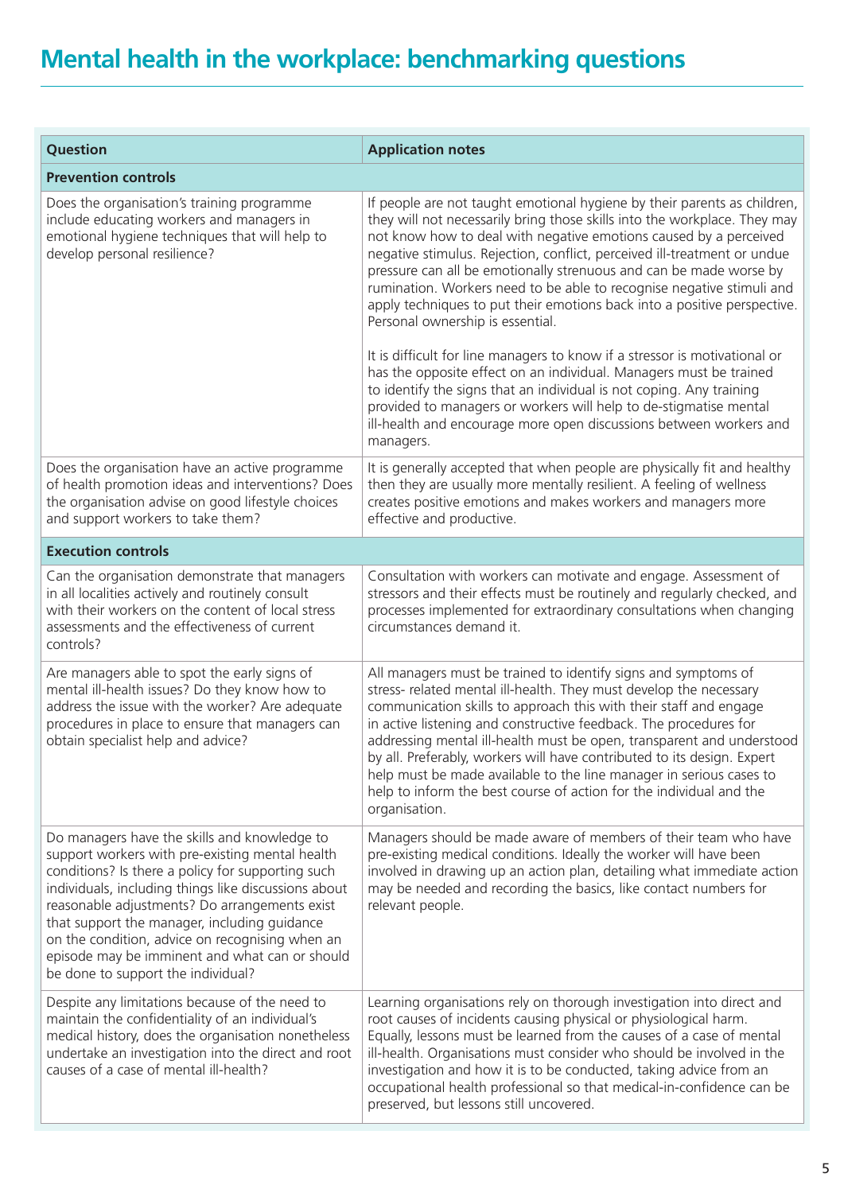# Mental health in the workplace: benchmarking questions

| Question | Application notes |
|---|---|
| **Prevention controls** | |
| Does the organisation's training programme include educating workers and managers in emotional hygiene techniques that will help to develop personal resilience? | If people are not taught emotional hygiene by their parents as children, they will not necessarily bring those skills into the workplace. They may not know how to deal with negative emotions caused by a perceived negative stimulus. Rejection, conflict, perceived ill-treatment or undue pressure can all be emotionally strenuous and can be made worse by rumination. Workers need to be able to recognise negative stimuli and apply techniques to put their emotions back into a positive perspective. Personal ownership is essential.<br><br>It is difficult for line managers to know if a stressor is motivational or has the opposite effect on an individual. Managers must be trained to identify the signs that an individual is not coping. Any training provided to managers or workers will help to de-stigmatise mental ill-health and encourage more open discussions between workers and managers. |
| Does the organisation have an active programme of health promotion ideas and interventions? Does the organisation advise on good lifestyle choices and support workers to take them? | It is generally accepted that when people are physically fit and healthy then they are usually more mentally resilient. A feeling of wellness creates positive emotions and makes workers and managers more effective and productive. |
| **Execution controls** | |
| Can the organisation demonstrate that managers in all localities actively and routinely consult with their workers on the content of local stress assessments and the effectiveness of current controls? | Consultation with workers can motivate and engage. Assessment of stressors and their effects must be routinely and regularly checked, and processes implemented for extraordinary consultations when changing circumstances demand it. |
| Are managers able to spot the early signs of mental ill-health issues? Do they know how to address the issue with the worker? Are adequate procedures in place to ensure that managers can obtain specialist help and advice? | All managers must be trained to identify signs and symptoms of stress- related mental ill-health. They must develop the necessary communication skills to approach this with their staff and engage in active listening and constructive feedback. The procedures for addressing mental ill-health must be open, transparent and understood by all. Preferably, workers will have contributed to its design. Expert help must be made available to the line manager in serious cases to help to inform the best course of action for the individual and the organisation. |
| Do managers have the skills and knowledge to support workers with pre-existing mental health conditions? Is there a policy for supporting such individuals, including things like discussions about reasonable adjustments? Do arrangements exist that support the manager, including guidance on the condition, advice on recognising when an episode may be imminent and what can or should be done to support the individual? | Managers should be made aware of members of their team who have pre-existing medical conditions. Ideally the worker will have been involved in drawing up an action plan, detailing what immediate action may be needed and recording the basics, like contact numbers for relevant people. |
| Despite any limitations because of the need to maintain the confidentiality of an individual's medical history, does the organisation nonetheless undertake an investigation into the direct and root causes of a case of mental ill-health? | Learning organisations rely on thorough investigation into direct and root causes of incidents causing physical or physiological harm. Equally, lessons must be learned from the causes of a case of mental ill-health. Organisations must consider who should be involved in the investigation and how it is to be conducted, taking advice from an occupational health professional so that medical-in-confidence can be preserved, but lessons still uncovered. |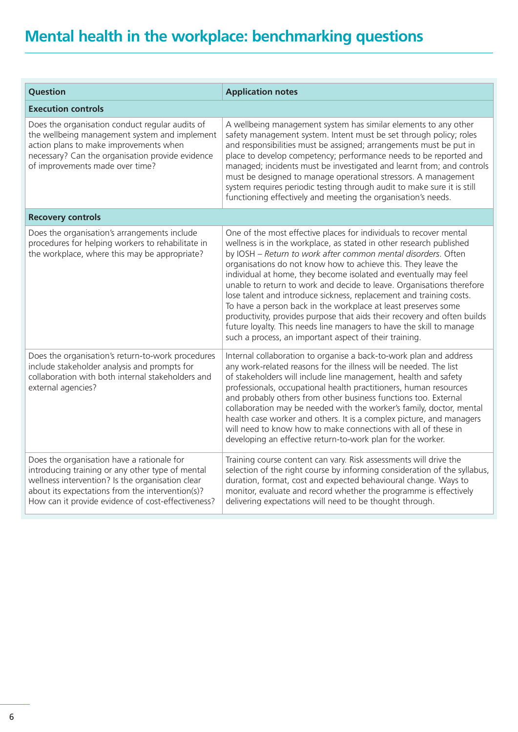# Mental health in the workplace: benchmarking questions

| Question | Application notes |
|---|---|
| **Execution controls** | |
| Does the organisation conduct regular audits of the wellbeing management system and implement action plans to make improvements when necessary? Can the organisation provide evidence of improvements made over time? | A wellbeing management system has similar elements to any other safety management system. Intent must be set through policy; roles and responsibilities must be assigned; arrangements must be put in place to develop competency; performance needs to be reported and managed; incidents must be investigated and learnt from; and controls must be designed to manage operational stressors. A management system requires periodic testing through audit to make sure it is still functioning effectively and meeting the organisation's needs. |
| **Recovery controls** | |
| Does the organisation's arrangements include procedures for helping workers to rehabilitate in the workplace, where this may be appropriate? | One of the most effective places for individuals to recover mental wellness is in the workplace, as stated in other research published by IOSH – *Return to work after common mental disorders*. Often organisations do not know how to achieve this. They leave the individual at home, they become isolated and eventually may feel unable to return to work and decide to leave. Organisations therefore lose talent and introduce sickness, replacement and training costs. To have a person back in the workplace at least preserves some productivity, provides purpose that aids their recovery and often builds future loyalty. This needs line managers to have the skill to manage such a process, an important aspect of their training. |
| Does the organisation's return-to-work procedures include stakeholder analysis and prompts for collaboration with both internal stakeholders and external agencies? | Internal collaboration to organise a back-to-work plan and address any work-related reasons for the illness will be needed. The list of stakeholders will include line management, health and safety professionals, occupational health practitioners, human resources and probably others from other business functions too. External collaboration may be needed with the worker's family, doctor, mental health case worker and others. It is a complex picture, and managers will need to know how to make connections with all of these in developing an effective return-to-work plan for the worker. |
| Does the organisation have a rationale for introducing training or any other type of mental wellness intervention? Is the organisation clear about its expectations from the intervention(s)? How can it provide evidence of cost-effectiveness? | Training course content can vary. Risk assessments will drive the selection of the right course by informing consideration of the syllabus, duration, format, cost and expected behavioural change. Ways to monitor, evaluate and record whether the programme is effectively delivering expectations will need to be thought through. |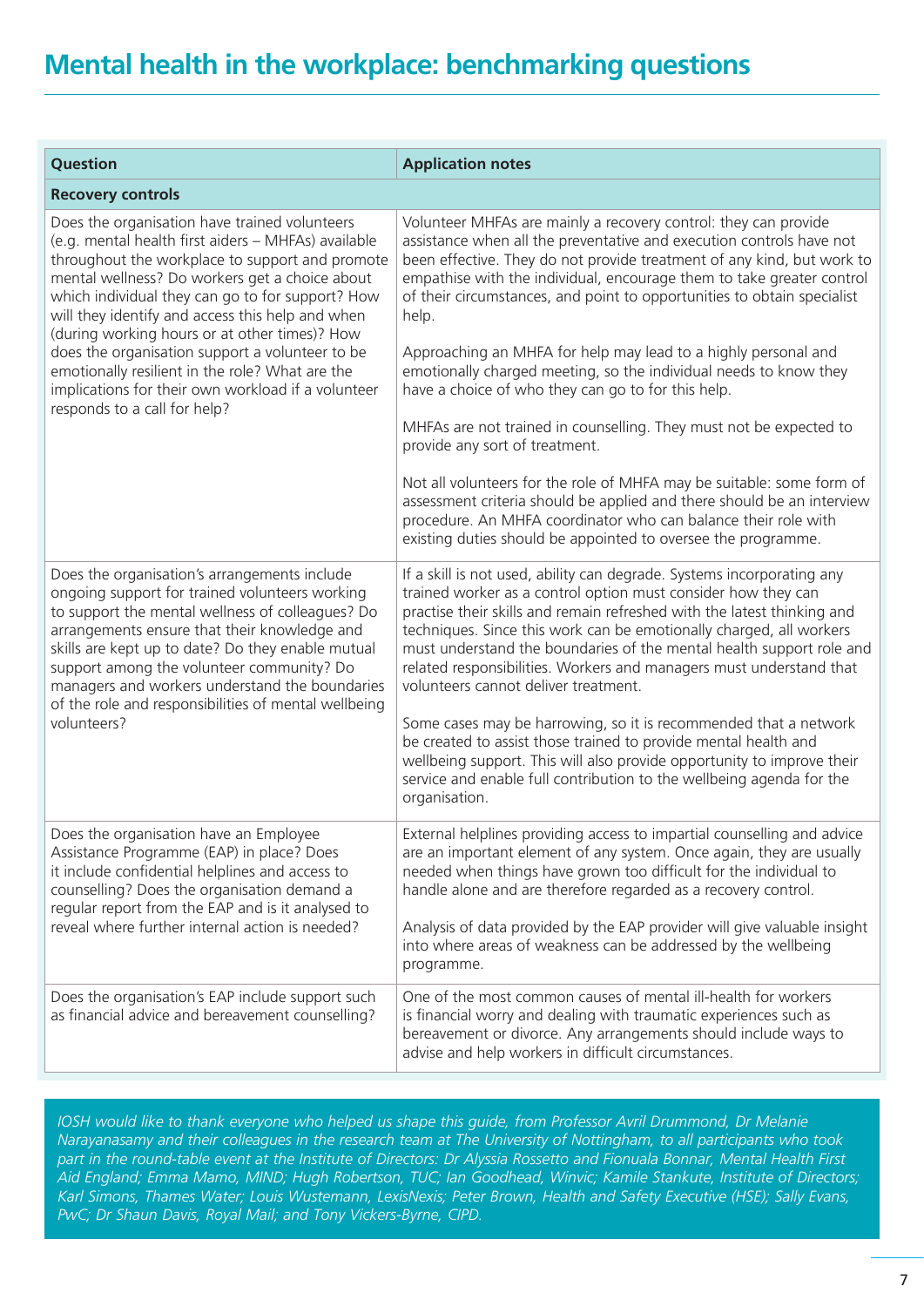# Mental health in the workplace: benchmarking questions

| Question | Application notes |
| --- | --- |
| **Recovery controls** | |
| Does the organisation have trained volunteers (e.g. mental health first aiders – MHFAs) available throughout the workplace to support and promote mental wellness? Do workers get a choice about which individual they can go to for support? How will they identify and access this help and when (during working hours or at other times)? How does the organisation support a volunteer to be emotionally resilient in the role? What are the implications for their own workload if a volunteer responds to a call for help? | Volunteer MHFAs are mainly a recovery control: they can provide assistance when all the preventative and execution controls have not been effective. They do not provide treatment of any kind, but work to empathise with the individual, encourage them to take greater control of their circumstances, and point to opportunities to obtain specialist help.<br><br>Approaching an MHFA for help may lead to a highly personal and emotionally charged meeting, so the individual needs to know they have a choice of who they can go to for this help.<br><br>MHFAs are not trained in counselling. They must not be expected to provide any sort of treatment.<br><br>Not all volunteers for the role of MHFA may be suitable: some form of assessment criteria should be applied and there should be an interview procedure. An MHFA coordinator who can balance their role with existing duties should be appointed to oversee the programme. |
| Does the organisation's arrangements include ongoing support for trained volunteers working to support the mental wellness of colleagues? Do arrangements ensure that their knowledge and skills are kept up to date? Do they enable mutual support among the volunteer community? Do managers and workers understand the boundaries of the role and responsibilities of mental wellbeing volunteers? | If a skill is not used, ability can degrade. Systems incorporating any trained worker as a control option must consider how they can practise their skills and remain refreshed with the latest thinking and techniques. Since this work can be emotionally charged, all workers must understand the boundaries of the mental health support role and related responsibilities. Workers and managers must understand that volunteers cannot deliver treatment.<br><br>Some cases may be harrowing, so it is recommended that a network be created to assist those trained to provide mental health and wellbeing support. This will also provide opportunity to improve their service and enable full contribution to the wellbeing agenda for the organisation. |
| Does the organisation have an Employee Assistance Programme (EAP) in place? Does it include confidential helplines and access to counselling? Does the organisation demand a regular report from the EAP and is it analysed to reveal where further internal action is needed? | External helplines providing access to impartial counselling and advice are an important element of any system. Once again, they are usually needed when things have grown too difficult for the individual to handle alone and are therefore regarded as a recovery control.<br><br>Analysis of data provided by the EAP provider will give valuable insight into where areas of weakness can be addressed by the wellbeing programme. |
| Does the organisation's EAP include support such as financial advice and bereavement counselling? | One of the most common causes of mental ill-health for workers is financial worry and dealing with traumatic experiences such as bereavement or divorce. Any arrangements should include ways to advise and help workers in difficult circumstances. |

*IOSH would like to thank everyone who helped us shape this guide, from Professor Avril Drummond, Dr Melanie Narayanasamy and their colleagues in the research team at The University of Nottingham, to all participants who took part in the round-table event at the Institute of Directors: Dr Alyssia Rossetto and Fionuala Bonnar, Mental Health First Aid England; Emma Mamo, MIND; Hugh Robertson, TUC; Ian Goodhead, Winvic; Kamile Stankute, Institute of Directors; Karl Simons, Thames Water; Louis Wustemann, LexisNexis; Peter Brown, Health and Safety Executive (HSE); Sally Evans, PwC; Dr Shaun Davis, Royal Mail; and Tony Vickers-Byrne, CIPD.*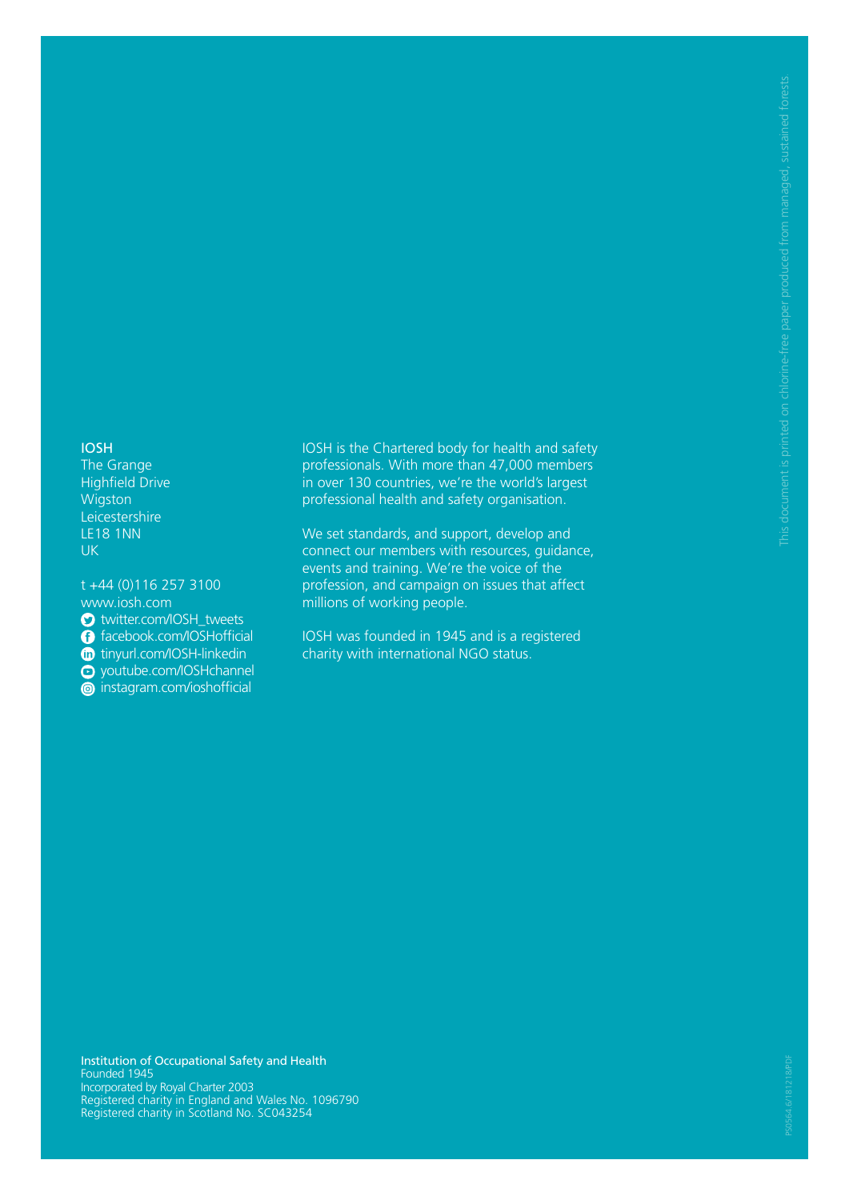**IOSH**
The Grange
Highfield Drive
Wigston
Leicestershire
LE18 1NN
UK

t +44 (0)116 257 3100
www.iosh.com
twitter.com/IOSH_tweets
facebook.com/IOSHofficial
tinyurl.com/IOSH-linkedin
youtube.com/IOSHchannel
instagram.com/ioshofficial

IOSH is the Chartered body for health and safety professionals. With more than 47,000 members in over 130 countries, we're the world's largest professional health and safety organisation.

We set standards, and support, develop and connect our members with resources, guidance, events and training. We're the voice of the profession, and campaign on issues that affect millions of working people.

IOSH was founded in 1945 and is a registered charity with international NGO status.

This document is printed on chlorine-free paper produced from managed, sustained forests.

**Institution of Occupational Safety and Health**
Founded 1945
Incorporated by Royal Charter 2003
Registered charity in England and Wales No. 1096790
Registered charity in Scotland No. SC043254

P50564.6/181218/PDF